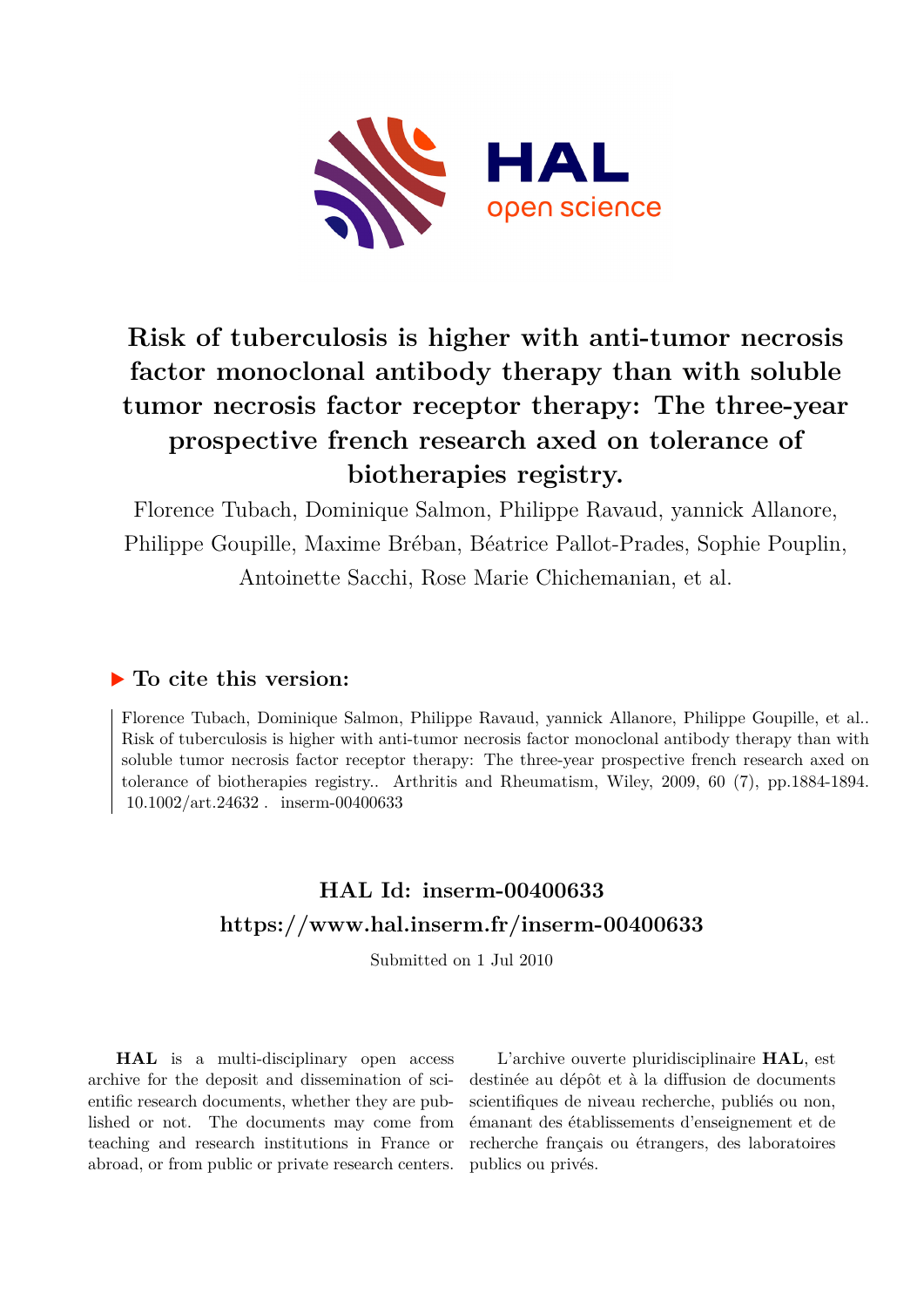# Risk of tuberculosis is higher with anti-tumor necrosis factor monoclonal antibody therapy than with soluble tumor necrosis factor receptor therapy: The three-year prospective french research axed on tolerance of biotherapies registry.

Florence Tubach, Dominique Salmon, Philippe Ravaud, yannick Allanore, Philippe Goupille, Maxime Bréban, Béatrice Pallot-Prades, Sophie Pouplin, Antoinette Sacchi, Rose Marie Chichemanian, et al.

## ▶ To cite this version:

Florence Tubach, Dominique Salmon, Philippe Ravaud, yannick Allanore, Philippe Goupille, et al.. Risk of tuberculosis is higher with anti-tumor necrosis factor monoclonal antibody therapy than with soluble tumor necrosis factor receptor therapy: The three-year prospective french research axed on tolerance of biotherapies registry.. Arthritis and Rheumatism, Wiley, 2009, 60 (7), pp.1884-1894. 10.1002/art.24632 . inserm-00400633

## HAL Id: inserm-00400633
## https://www.hal.inserm.fr/inserm-00400633

Submitted on 1 Jul 2010

**HAL** is a multi-disciplinary open access archive for the deposit and dissemination of scientific research documents, whether they are published or not. The documents may come from teaching and research institutions in France or abroad, or from public or private research centers.

L'archive ouverte pluridisciplinaire **HAL**, est destinée au dépôt et à la diffusion de documents scientifiques de niveau recherche, publiés ou non, émanant des établissements d'enseignement et de recherche français ou étrangers, des laboratoires publics ou privés.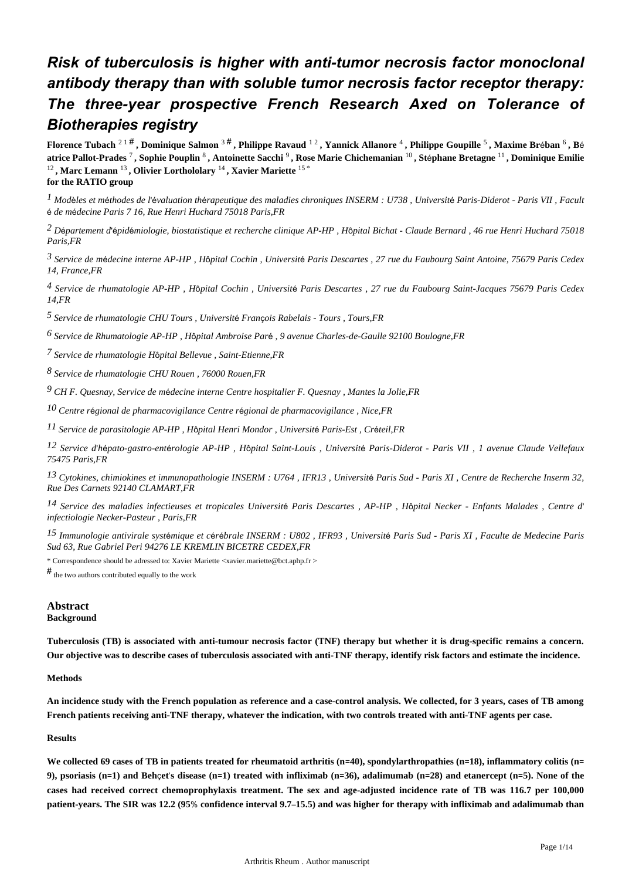# *Risk of tuberculosis is higher with anti-tumor necrosis factor monoclonal antibody therapy than with soluble tumor necrosis factor receptor therapy: The three-year prospective French Research Axed on Tolerance of Biotherapies registry*

**Florence Tubach** [2 1 #] **, Dominique Salmon** [3 #] **, Philippe Ravaud** [1 2] **, Yannick Allanore** [4] **, Philippe Goupille** [5] **, Maxime Bréban** [6] **, Béatrice Pallot-Prades** [7] **, Sophie Pouplin** [8] **, Antoinette Sacchi** [9] **, Rose Marie Chichemanian** [10] **, Stéphane Bretagne** [11] **, Dominique Emilie** [12] **, Marc Lemann** [13] **, Olivier Lorthololary** [14] **, Xavier Mariette** [15 *]

**for the RATIO group**

[1] *Modèles et méthodes de l'évaluation thérapeutique des maladies chroniques INSERM : U738 , Université Paris-Diderot - Paris VII , Faculté de médecine Paris 7 16, Rue Henri Huchard 75018 Paris,FR*

[2] *Département d'épidémiologie, biostatistique et recherche clinique AP-HP , Hôpital Bichat - Claude Bernard , 46 rue Henri Huchard 75018 Paris,FR*

[3] *Service de médecine interne AP-HP , Hôpital Cochin , Université Paris Descartes , 27 rue du Faubourg Saint Antoine, 75679 Paris Cedex 14, France,FR*

[4] *Service de rhumatologie AP-HP , Hôpital Cochin , Université Paris Descartes , 27 rue du Faubourg Saint-Jacques 75679 Paris Cedex 14,FR*

[5] *Service de rhumatologie CHU Tours , Université François Rabelais - Tours , Tours,FR*

[6] *Service de Rhumatologie AP-HP , Hôpital Ambroise Paré , 9 avenue Charles-de-Gaulle 92100 Boulogne,FR*

[7] *Service de rhumatologie Hôpital Bellevue , Saint-Etienne,FR*

[8] *Service de rhumatologie CHU Rouen , 76000 Rouen,FR*

[9] *CH F. Quesnay, Service de médecine interne Centre hospitalier F. Quesnay , Mantes la Jolie,FR*

[10] *Centre régional de pharmacovigilance Centre régional de pharmacovigilance , Nice,FR*

[11] *Service de parasitologie AP-HP , Hôpital Henri Mondor , Université Paris-Est , Créteil,FR*

[12] *Service d'hépato-gastro-entérologie AP-HP , Hôpital Saint-Louis , Université Paris-Diderot - Paris VII , 1 avenue Claude Vellefaux 75475 Paris,FR*

[13] *Cytokines, chimiokines et immunopathologie INSERM : U764 , IFR13 , Université Paris Sud - Paris XI , Centre de Recherche Inserm 32, Rue Des Carnets 92140 CLAMART,FR*

[14] *Service des maladies infectieuses et tropicales Université Paris Descartes , AP-HP , Hôpital Necker - Enfants Malades , Centre d'infectiologie Necker-Pasteur , Paris,FR*

[15] *Immunologie antivirale systémique et cérébrale INSERM : U802 , IFR93 , Université Paris Sud - Paris XI , Faculte de Medecine Paris Sud 63, Rue Gabriel Peri 94276 LE KREMLIN BICETRE CEDEX,FR*

\* Correspondence should be adressed to: Xavier Mariette <xavier.mariette@bct.aphp.fr >

\# the two authors contributed equally to the work

## Abstract

### Background

**Tuberculosis (TB) is associated with anti-tumour necrosis factor (TNF) therapy but whether it is drug-specific remains a concern. Our objective was to describe cases of tuberculosis associated with anti-TNF therapy, identify risk factors and estimate the incidence.**

### Methods

**An incidence study with the French population as reference and a case-control analysis. We collected, for 3 years, cases of TB among French patients receiving anti-TNF therapy, whatever the indication, with two controls treated with anti-TNF agents per case.**

### Results

**We collected 69 cases of TB in patients treated for rheumatoid arthritis (n=40), spondylarthropathies (n=18), inflammatory colitis (n= 9), psoriasis (n=1) and Behçet's disease (n=1) treated with infliximab (n=36), adalimumab (n=28) and etanercept (n=5). None of the cases had received correct chemoprophylaxis treatment. The sex and age-adjusted incidence rate of TB was 116.7 per 100,000 patient-years. The SIR was 12.2 (95% confidence interval 9.7–15.5) and was higher for therapy with infliximab and adalimumab than**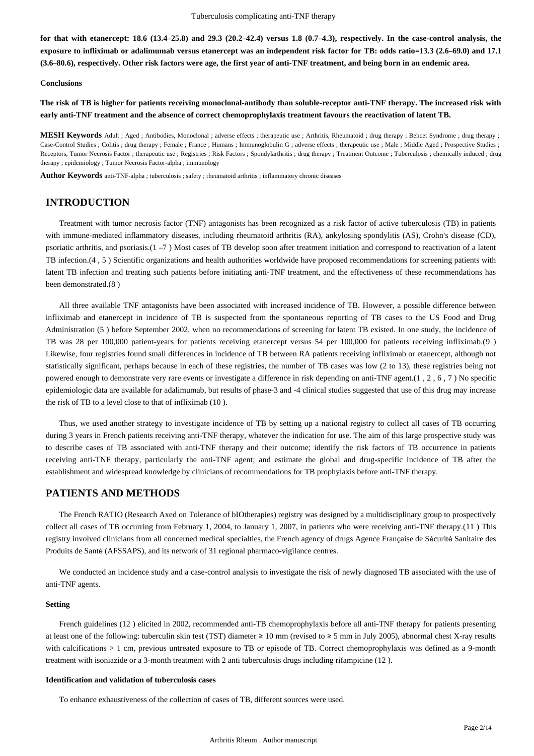**for that with etanercept: 18.6 (13.4–25.8) and 29.3 (20.2–42.4) versus 1.8 (0.7–4.3), respectively. In the case-control analysis, the exposure to infliximab or adalimumab versus etanercept was an independent risk factor for TB: odds ratio=13.3 (2.6–69.0) and 17.1 (3.6–80.6), respectively. Other risk factors were age, the first year of anti-TNF treatment, and being born in an endemic area.**

**Conclusions**

**The risk of TB is higher for patients receiving monoclonal-antibody than soluble-receptor anti-TNF therapy. The increased risk with early anti-TNF treatment and the absence of correct chemoprophylaxis treatment favours the reactivation of latent TB.**

**MESH Keywords** Adult ; Aged ; Antibodies, Monoclonal ; adverse effects ; therapeutic use ; Arthritis, Rheumatoid ; drug therapy ; Behcet Syndrome ; drug therapy ; Case-Control Studies ; Colitis ; drug therapy ; Female ; France ; Humans ; Immunoglobulin G ; adverse effects ; therapeutic use ; Male ; Middle Aged ; Prospective Studies ; Receptors, Tumor Necrosis Factor ; therapeutic use ; Registries ; Risk Factors ; Spondylarthritis ; drug therapy ; Treatment Outcome ; Tuberculosis ; chemically induced ; drug therapy ; epidemiology ; Tumor Necrosis Factor-alpha ; immunology

**Author Keywords** anti-TNF-alpha ; tuberculosis ; safety ; rheumatoid arthritis ; inflammatory chronic diseases

## INTRODUCTION

Treatment with tumor necrosis factor (TNF) antagonists has been recognized as a risk factor of active tuberculosis (TB) in patients with immune-mediated inflammatory diseases, including rheumatoid arthritis (RA), ankylosing spondylitis (AS), Crohn's disease (CD), psoriatic arthritis, and psoriasis.(1 –7 ) Most cases of TB develop soon after treatment initiation and correspond to reactivation of a latent TB infection.(4 , 5 ) Scientific organizations and health authorities worldwide have proposed recommendations for screening patients with latent TB infection and treating such patients before initiating anti-TNF treatment, and the effectiveness of these recommendations has been demonstrated.(8 )

All three available TNF antagonists have been associated with increased incidence of TB. However, a possible difference between infliximab and etanercept in incidence of TB is suspected from the spontaneous reporting of TB cases to the US Food and Drug Administration (5 ) before September 2002, when no recommendations of screening for latent TB existed. In one study, the incidence of TB was 28 per 100,000 patient-years for patients receiving etanercept versus 54 per 100,000 for patients receiving infliximab.(9 ) Likewise, four registries found small differences in incidence of TB between RA patients receiving infliximab or etanercept, although not statistically significant, perhaps because in each of these registries, the number of TB cases was low (2 to 13), these registries being not powered enough to demonstrate very rare events or investigate a difference in risk depending on anti-TNF agent.(1 , 2 , 6 , 7 ) No specific epidemiologic data are available for adalimumab, but results of phase-3 and -4 clinical studies suggested that use of this drug may increase the risk of TB to a level close to that of infliximab (10 ).

Thus, we used another strategy to investigate incidence of TB by setting up a national registry to collect all cases of TB occurring during 3 years in French patients receiving anti-TNF therapy, whatever the indication for use. The aim of this large prospective study was to describe cases of TB associated with anti-TNF therapy and their outcome; identify the risk factors of TB occurrence in patients receiving anti-TNF therapy, particularly the anti-TNF agent; and estimate the global and drug-specific incidence of TB after the establishment and widespread knowledge by clinicians of recommendations for TB prophylaxis before anti-TNF therapy.

## PATIENTS AND METHODS

The French RATIO (Research Axed on Tolerance of bIOtherapies) registry was designed by a multidisciplinary group to prospectively collect all cases of TB occurring from February 1, 2004, to January 1, 2007, in patients who were receiving anti-TNF therapy.(11 ) This registry involved clinicians from all concerned medical specialties, the French agency of drugs Agence Française de Sécurité Sanitaire des Produits de Santé (AFSSAPS), and its network of 31 regional pharmaco-vigilance centres.

We conducted an incidence study and a case-control analysis to investigate the risk of newly diagnosed TB associated with the use of anti-TNF agents.

### Setting

French guidelines (12 ) elicited in 2002, recommended anti-TB chemoprophylaxis before all anti-TNF therapy for patients presenting at least one of the following: tuberculin skin test (TST) diameter ≥ 10 mm (revised to ≥ 5 mm in July 2005), abnormal chest X-ray results with calcifications > 1 cm, previous untreated exposure to TB or episode of TB. Correct chemoprophylaxis was defined as a 9-month treatment with isoniazide or a 3-month treatment with 2 anti tuberculosis drugs including rifampicine (12 ).

### Identification and validation of tuberculosis cases

To enhance exhaustiveness of the collection of cases of TB, different sources were used.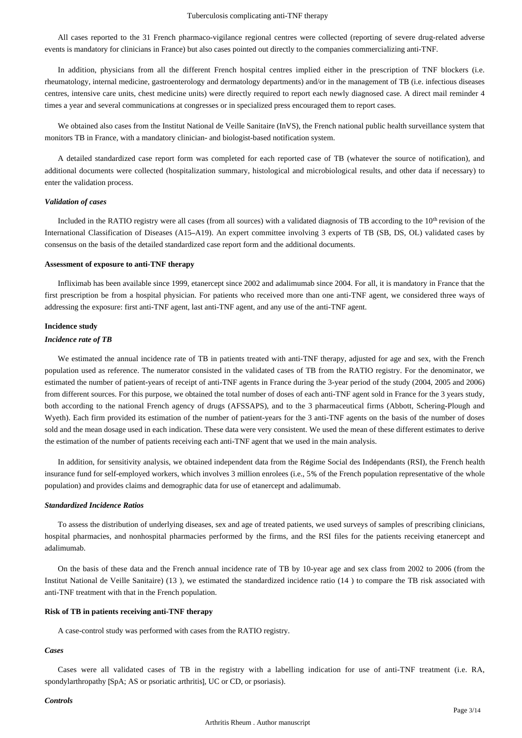All cases reported to the 31 French pharmaco-vigilance regional centres were collected (reporting of severe drug-related adverse events is mandatory for clinicians in France) but also cases pointed out directly to the companies commercializing anti-TNF.

In addition, physicians from all the different French hospital centres implied either in the prescription of TNF blockers (i.e. rheumatology, internal medicine, gastroenterology and dermatology departments) and/or in the management of TB (i.e. infectious diseases centres, intensive care units, chest medicine units) were directly required to report each newly diagnosed case. A direct mail reminder 4 times a year and several communications at congresses or in specialized press encouraged them to report cases.

We obtained also cases from the Institut National de Veille Sanitaire (InVS), the French national public health surveillance system that monitors TB in France, with a mandatory clinician- and biologist-based notification system.

A detailed standardized case report form was completed for each reported case of TB (whatever the source of notification), and additional documents were collected (hospitalization summary, histological and microbiological results, and other data if necessary) to enter the validation process.

#### *Validation of cases*

Included in the RATIO registry were all cases (from all sources) with a validated diagnosis of TB according to the 10th revision of the International Classification of Diseases (A15–A19). An expert committee involving 3 experts of TB (SB, DS, OL) validated cases by consensus on the basis of the detailed standardized case report form and the additional documents.

### Assessment of exposure to anti-TNF therapy

Infliximab has been available since 1999, etanercept since 2002 and adalimumab since 2004. For all, it is mandatory in France that the first prescription be from a hospital physician. For patients who received more than one anti-TNF agent, we considered three ways of addressing the exposure: first anti-TNF agent, last anti-TNF agent, and any use of the anti-TNF agent.

### Incidence study

#### *Incidence rate of TB*

We estimated the annual incidence rate of TB in patients treated with anti-TNF therapy, adjusted for age and sex, with the French population used as reference. The numerator consisted in the validated cases of TB from the RATIO registry. For the denominator, we estimated the number of patient-years of receipt of anti-TNF agents in France during the 3-year period of the study (2004, 2005 and 2006) from different sources. For this purpose, we obtained the total number of doses of each anti-TNF agent sold in France for the 3 years study, both according to the national French agency of drugs (AFSSAPS), and to the 3 pharmaceutical firms (Abbott, Schering-Plough and Wyeth). Each firm provided its estimation of the number of patient-years for the 3 anti-TNF agents on the basis of the number of doses sold and the mean dosage used in each indication. These data were very consistent. We used the mean of these different estimates to derive the estimation of the number of patients receiving each anti-TNF agent that we used in the main analysis.

In addition, for sensitivity analysis, we obtained independent data from the Régime Social des Indépendants (RSI), the French health insurance fund for self-employed workers, which involves 3 million enrolees (i.e., 5% of the French population representative of the whole population) and provides claims and demographic data for use of etanercept and adalimumab.

#### *Standardized Incidence Ratios*

To assess the distribution of underlying diseases, sex and age of treated patients, we used surveys of samples of prescribing clinicians, hospital pharmacies, and nonhospital pharmacies performed by the firms, and the RSI files for the patients receiving etanercept and adalimumab.

On the basis of these data and the French annual incidence rate of TB by 10-year age and sex class from 2002 to 2006 (from the Institut National de Veille Sanitaire) (13 ), we estimated the standardized incidence ratio (14 ) to compare the TB risk associated with anti-TNF treatment with that in the French population.

### Risk of TB in patients receiving anti-TNF therapy

A case-control study was performed with cases from the RATIO registry.

#### *Cases*

Cases were all validated cases of TB in the registry with a labelling indication for use of anti-TNF treatment (i.e. RA, spondylarthropathy [SpA; AS or psoriatic arthritis], UC or CD, or psoriasis).

#### *Controls*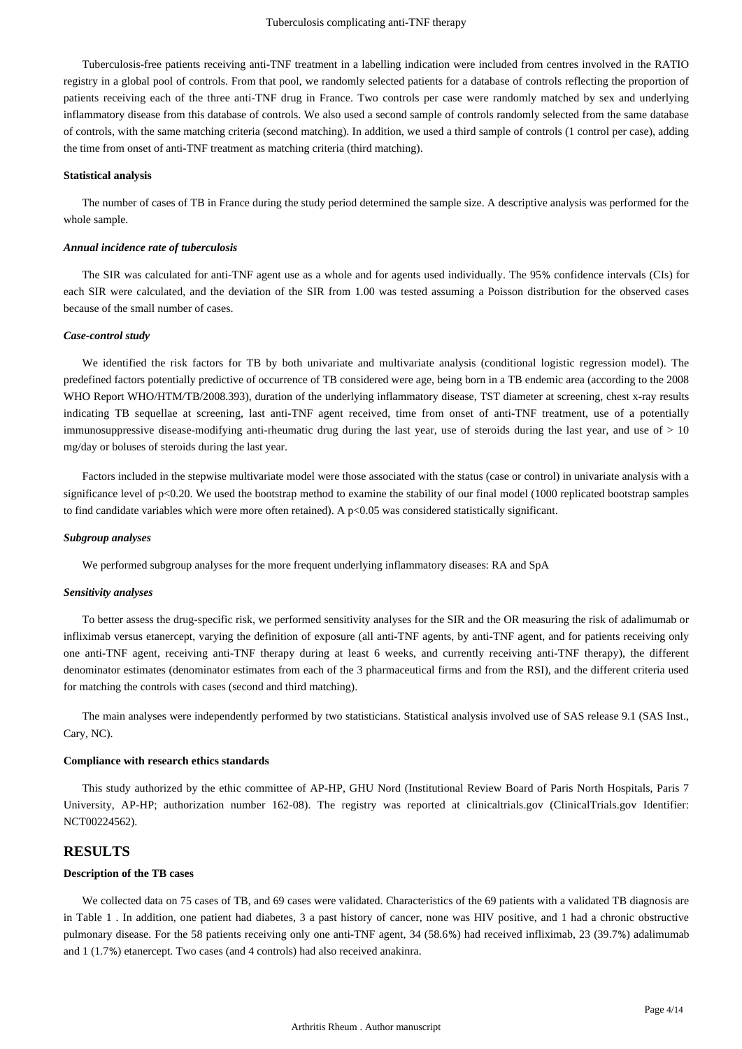Tuberculosis-free patients receiving anti-TNF treatment in a labelling indication were included from centres involved in the RATIO registry in a global pool of controls. From that pool, we randomly selected patients for a database of controls reflecting the proportion of patients receiving each of the three anti-TNF drug in France. Two controls per case were randomly matched by sex and underlying inflammatory disease from this database of controls. We also used a second sample of controls randomly selected from the same database of controls, with the same matching criteria (second matching). In addition, we used a third sample of controls (1 control per case), adding the time from onset of anti-TNF treatment as matching criteria (third matching).

#### Statistical analysis

The number of cases of TB in France during the study period determined the sample size. A descriptive analysis was performed for the whole sample.

##### *Annual incidence rate of tuberculosis*

The SIR was calculated for anti-TNF agent use as a whole and for agents used individually. The 95% confidence intervals (CIs) for each SIR were calculated, and the deviation of the SIR from 1.00 was tested assuming a Poisson distribution for the observed cases because of the small number of cases.

##### *Case-control study*

We identified the risk factors for TB by both univariate and multivariate analysis (conditional logistic regression model). The predefined factors potentially predictive of occurrence of TB considered were age, being born in a TB endemic area (according to the 2008 WHO Report WHO/HTM/TB/2008.393), duration of the underlying inflammatory disease, TST diameter at screening, chest x-ray results indicating TB sequellae at screening, last anti-TNF agent received, time from onset of anti-TNF treatment, use of a potentially immunosuppressive disease-modifying anti-rheumatic drug during the last year, use of steroids during the last year, and use of > 10 mg/day or boluses of steroids during the last year.

Factors included in the stepwise multivariate model were those associated with the status (case or control) in univariate analysis with a significance level of $p<0.20$. We used the bootstrap method to examine the stability of our final model (1000 replicated bootstrap samples to find candidate variables which were more often retained). A $p<0.05$ was considered statistically significant.

##### *Subgroup analyses*

We performed subgroup analyses for the more frequent underlying inflammatory diseases: RA and SpA

##### *Sensitivity analyses*

To better assess the drug-specific risk, we performed sensitivity analyses for the SIR and the OR measuring the risk of adalimumab or infliximab versus etanercept, varying the definition of exposure (all anti-TNF agents, by anti-TNF agent, and for patients receiving only one anti-TNF agent, receiving anti-TNF therapy during at least 6 weeks, and currently receiving anti-TNF therapy), the different denominator estimates (denominator estimates from each of the 3 pharmaceutical firms and from the RSI), and the different criteria used for matching the controls with cases (second and third matching).

The main analyses were independently performed by two statisticians. Statistical analysis involved use of SAS release 9.1 (SAS Inst., Cary, NC).

#### Compliance with research ethics standards

This study authorized by the ethic committee of AP-HP, GHU Nord (Institutional Review Board of Paris North Hospitals, Paris 7 University, AP-HP; authorization number 162-08). The registry was reported at clinicaltrials.gov (ClinicalTrials.gov Identifier: NCT00224562).

## RESULTS

#### Description of the TB cases

We collected data on 75 cases of TB, and 69 cases were validated. Characteristics of the 69 patients with a validated TB diagnosis are in Table 1 . In addition, one patient had diabetes, 3 a past history of cancer, none was HIV positive, and 1 had a chronic obstructive pulmonary disease. For the 58 patients receiving only one anti-TNF agent, 34 (58.6%) had received infliximab, 23 (39.7%) adalimumab and 1 (1.7%) etanercept. Two cases (and 4 controls) had also received anakinra.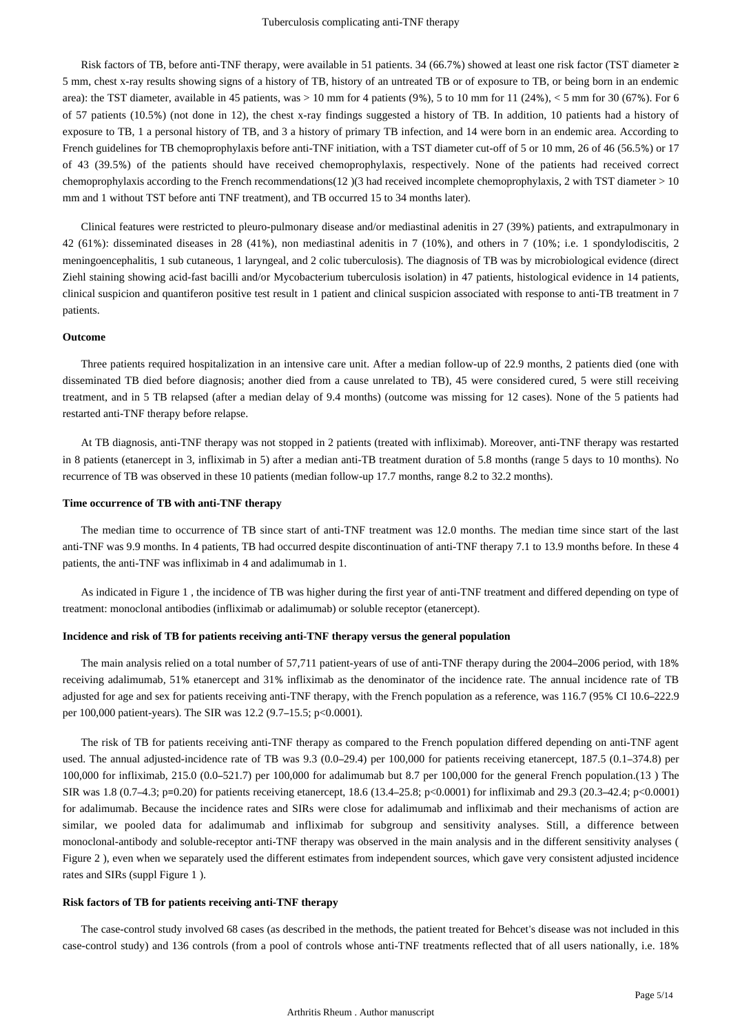Risk factors of TB, before anti-TNF therapy, were available in 51 patients. 34 (66.7%) showed at least one risk factor (TST diameter ≥ 5 mm, chest x-ray results showing signs of a history of TB, history of an untreated TB or of exposure to TB, or being born in an endemic area): the TST diameter, available in 45 patients, was > 10 mm for 4 patients (9%), 5 to 10 mm for 11 (24%), < 5 mm for 30 (67%). For 6 of 57 patients (10.5%) (not done in 12), the chest x-ray findings suggested a history of TB. In addition, 10 patients had a history of exposure to TB, 1 a personal history of TB, and 3 a history of primary TB infection, and 14 were born in an endemic area. According to French guidelines for TB chemoprophylaxis before anti-TNF initiation, with a TST diameter cut-off of 5 or 10 mm, 26 of 46 (56.5%) or 17 of 43 (39.5%) of the patients should have received chemoprophylaxis, respectively. None of the patients had received correct chemoprophylaxis according to the French recommendations(12 )(3 had received incomplete chemoprophylaxis, 2 with TST diameter > 10 mm and 1 without TST before anti TNF treatment), and TB occurred 15 to 34 months later).

Clinical features were restricted to pleuro-pulmonary disease and/or mediastinal adenitis in 27 (39%) patients, and extrapulmonary in 42 (61%): disseminated diseases in 28 (41%), non mediastinal adenitis in 7 (10%), and others in 7 (10%; i.e. 1 spondylodiscitis, 2 meningoencephalitis, 1 sub cutaneous, 1 laryngeal, and 2 colic tuberculosis). The diagnosis of TB was by microbiological evidence (direct Ziehl staining showing acid-fast bacilli and/or Mycobacterium tuberculosis isolation) in 47 patients, histological evidence in 14 patients, clinical suspicion and quantiferon positive test result in 1 patient and clinical suspicion associated with response to anti-TB treatment in 7 patients.

#### Outcome

Three patients required hospitalization in an intensive care unit. After a median follow-up of 22.9 months, 2 patients died (one with disseminated TB died before diagnosis; another died from a cause unrelated to TB), 45 were considered cured, 5 were still receiving treatment, and in 5 TB relapsed (after a median delay of 9.4 months) (outcome was missing for 12 cases). None of the 5 patients had restarted anti-TNF therapy before relapse.

At TB diagnosis, anti-TNF therapy was not stopped in 2 patients (treated with infliximab). Moreover, anti-TNF therapy was restarted in 8 patients (etanercept in 3, infliximab in 5) after a median anti-TB treatment duration of 5.8 months (range 5 days to 10 months). No recurrence of TB was observed in these 10 patients (median follow-up 17.7 months, range 8.2 to 32.2 months).

#### Time occurrence of TB with anti-TNF therapy

The median time to occurrence of TB since start of anti-TNF treatment was 12.0 months. The median time since start of the last anti-TNF was 9.9 months. In 4 patients, TB had occurred despite discontinuation of anti-TNF therapy 7.1 to 13.9 months before. In these 4 patients, the anti-TNF was infliximab in 4 and adalimumab in 1.

As indicated in Figure 1 , the incidence of TB was higher during the first year of anti-TNF treatment and differed depending on type of treatment: monoclonal antibodies (infliximab or adalimumab) or soluble receptor (etanercept).

#### Incidence and risk of TB for patients receiving anti-TNF therapy versus the general population

The main analysis relied on a total number of 57,711 patient-years of use of anti-TNF therapy during the 2004–2006 period, with 18% receiving adalimumab, 51% etanercept and 31% infliximab as the denominator of the incidence rate. The annual incidence rate of TB adjusted for age and sex for patients receiving anti-TNF therapy, with the French population as a reference, was 116.7 (95% CI 10.6–222.9 per 100,000 patient-years). The SIR was 12.2 (9.7–15.5; $p<0.0001$).

The risk of TB for patients receiving anti-TNF therapy as compared to the French population differed depending on anti-TNF agent used. The annual adjusted-incidence rate of TB was 9.3 (0.0–29.4) per 100,000 for patients receiving etanercept, 187.5 (0.1–374.8) per 100,000 for infliximab, 215.0 (0.0–521.7) per 100,000 for adalimumab but 8.7 per 100,000 for the general French population.(13 ) The SIR was 1.8 (0.7–4.3; $p=0.20$) for patients receiving etanercept, 18.6 (13.4–25.8; $p<0.0001$) for infliximab and 29.3 (20.3–42.4; $p<0.0001$) for adalimumab. Because the incidence rates and SIRs were close for adalimumab and infliximab and their mechanisms of action are similar, we pooled data for adalimumab and infliximab for subgroup and sensitivity analyses. Still, a difference between monoclonal-antibody and soluble-receptor anti-TNF therapy was observed in the main analysis and in the different sensitivity analyses ( Figure 2 ), even when we separately used the different estimates from independent sources, which gave very consistent adjusted incidence rates and SIRs (suppl Figure 1 ).

#### Risk factors of TB for patients receiving anti-TNF therapy

The case-control study involved 68 cases (as described in the methods, the patient treated for Behcet's disease was not included in this case-control study) and 136 controls (from a pool of controls whose anti-TNF treatments reflected that of all users nationally, i.e. 18%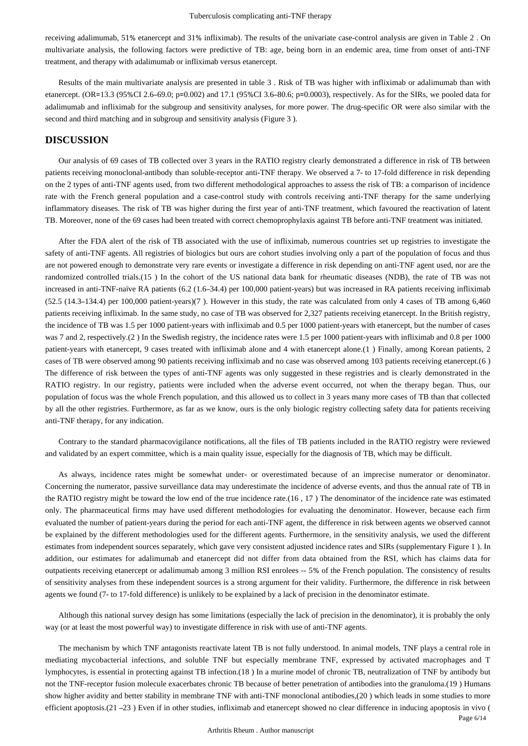receiving adalimumab, 51% etanercept and 31% infliximab). The results of the univariate case-control analysis are given in Table 2 . On multivariate analysis, the following factors were predictive of TB: age, being born in an endemic area, time from onset of anti-TNF treatment, and therapy with adalimumab or infliximab versus etanercept.

Results of the main multivariate analysis are presented in table 3 . Risk of TB was higher with infliximab or adalimumab than with etanercept. (OR=13.3 (95%CI 2.6–69.0; p=0.002) and 17.1 (95%CI 3.6–80.6; p=0.0003), respectively. As for the SIRs, we pooled data for adalimumab and infliximab for the subgroup and sensitivity analyses, for more power. The drug-specific OR were also similar with the second and third matching and in subgroup and sensitivity analysis (Figure 3 ).

## DISCUSSION

Our analysis of 69 cases of TB collected over 3 years in the RATIO registry clearly demonstrated a difference in risk of TB between patients receiving monoclonal-antibody than soluble-receptor anti-TNF therapy. We observed a 7- to 17-fold difference in risk depending on the 2 types of anti-TNF agents used, from two different methodological approaches to assess the risk of TB: a comparison of incidence rate with the French general population and a case-control study with controls receiving anti-TNF therapy for the same underlying inflammatory diseases. The risk of TB was higher during the first year of anti-TNF treatment, which favoured the reactivation of latent TB. Moreover, none of the 69 cases had been treated with correct chemoprophylaxis against TB before anti-TNF treatment was initiated.

After the FDA alert of the risk of TB associated with the use of infliximab, numerous countries set up registries to investigate the safety of anti-TNF agents. All registries of biologics but ours are cohort studies involving only a part of the population of focus and thus are not powered enough to demonstrate very rare events or investigate a difference in risk depending on anti-TNF agent used, nor are the randomized controlled trials.(15 ) In the cohort of the US national data bank for rheumatic diseases (NDB), the rate of TB was not increased in anti-TNF-naïve RA patients (6.2 (1.6–34.4) per 100,000 patient-years) but was increased in RA patients receiving infliximab (52.5 (14.3–134.4) per 100,000 patient-years)(7 ). However in this study, the rate was calculated from only 4 cases of TB among 6,460 patients receiving infliximab. In the same study, no case of TB was observed for 2,327 patients receiving etanercept. In the British registry, the incidence of TB was 1.5 per 1000 patient-years with infliximab and 0.5 per 1000 patient-years with etanercept, but the number of cases was 7 and 2, respectively.(2 ) In the Swedish registry, the incidence rates were 1.5 per 1000 patient-years with infliximab and 0.8 per 1000 patient-years with etanercept, 9 cases treated with infliximab alone and 4 with etanercept alone.(1 ) Finally, among Korean patients, 2 cases of TB were observed among 90 patients receiving infliximab and no case was observed among 103 patients receiving etanercept.(6 ) The difference of risk between the types of anti-TNF agents was only suggested in these registries and is clearly demonstrated in the RATIO registry. In our registry, patients were included when the adverse event occurred, not when the therapy began. Thus, our population of focus was the whole French population, and this allowed us to collect in 3 years many more cases of TB than that collected by all the other registries. Furthermore, as far as we know, ours is the only biologic registry collecting safety data for patients receiving anti-TNF therapy, for any indication.

Contrary to the standard pharmacovigilance notifications, all the files of TB patients included in the RATIO registry were reviewed and validated by an expert committee, which is a main quality issue, especially for the diagnosis of TB, which may be difficult.

As always, incidence rates might be somewhat under- or overestimated because of an imprecise numerator or denominator. Concerning the numerator, passive surveillance data may underestimate the incidence of adverse events, and thus the annual rate of TB in the RATIO registry might be toward the low end of the true incidence rate.(16 , 17 ) The denominator of the incidence rate was estimated only. The pharmaceutical firms may have used different methodologies for evaluating the denominator. However, because each firm evaluated the number of patient-years during the period for each anti-TNF agent, the difference in risk between agents we observed cannot be explained by the different methodologies used for the different agents. Furthermore, in the sensitivity analysis, we used the different estimates from independent sources separately, which gave very consistent adjusted incidence rates and SIRs (supplementary Figure 1 ). In addition, our estimates for adalimumab and etanercept did not differ from data obtained from the RSI, which has claims data for outpatients receiving etanercept or adalimumab among 3 million RSI enrolees -- 5% of the French population. The consistency of results of sensitivity analyses from these independent sources is a strong argument for their validity. Furthermore, the difference in risk between agents we found (7- to 17-fold difference) is unlikely to be explained by a lack of precision in the denominator estimate.

Although this national survey design has some limitations (especially the lack of precision in the denominator), it is probably the only way (or at least the most powerful way) to investigate difference in risk with use of anti-TNF agents.

The mechanism by which TNF antagonists reactivate latent TB is not fully understood. In animal models, TNF plays a central role in mediating mycobacterial infections, and soluble TNF but especially membrane TNF, expressed by activated macrophages and T lymphocytes, is essential in protecting against TB infection.(18 ) In a murine model of chronic TB, neutralization of TNF by antibody but not the TNF-receptor fusion molecule exacerbates chronic TB because of better penetration of antibodies into the granuloma.(19 ) Humans show higher avidity and better stability in membrane TNF with anti-TNF monoclonal antibodies,(20 ) which leads in some studies to more efficient apoptosis.(21 –23 ) Even if in other studies, infliximab and etanercept showed no clear difference in inducing apoptosis in vivo (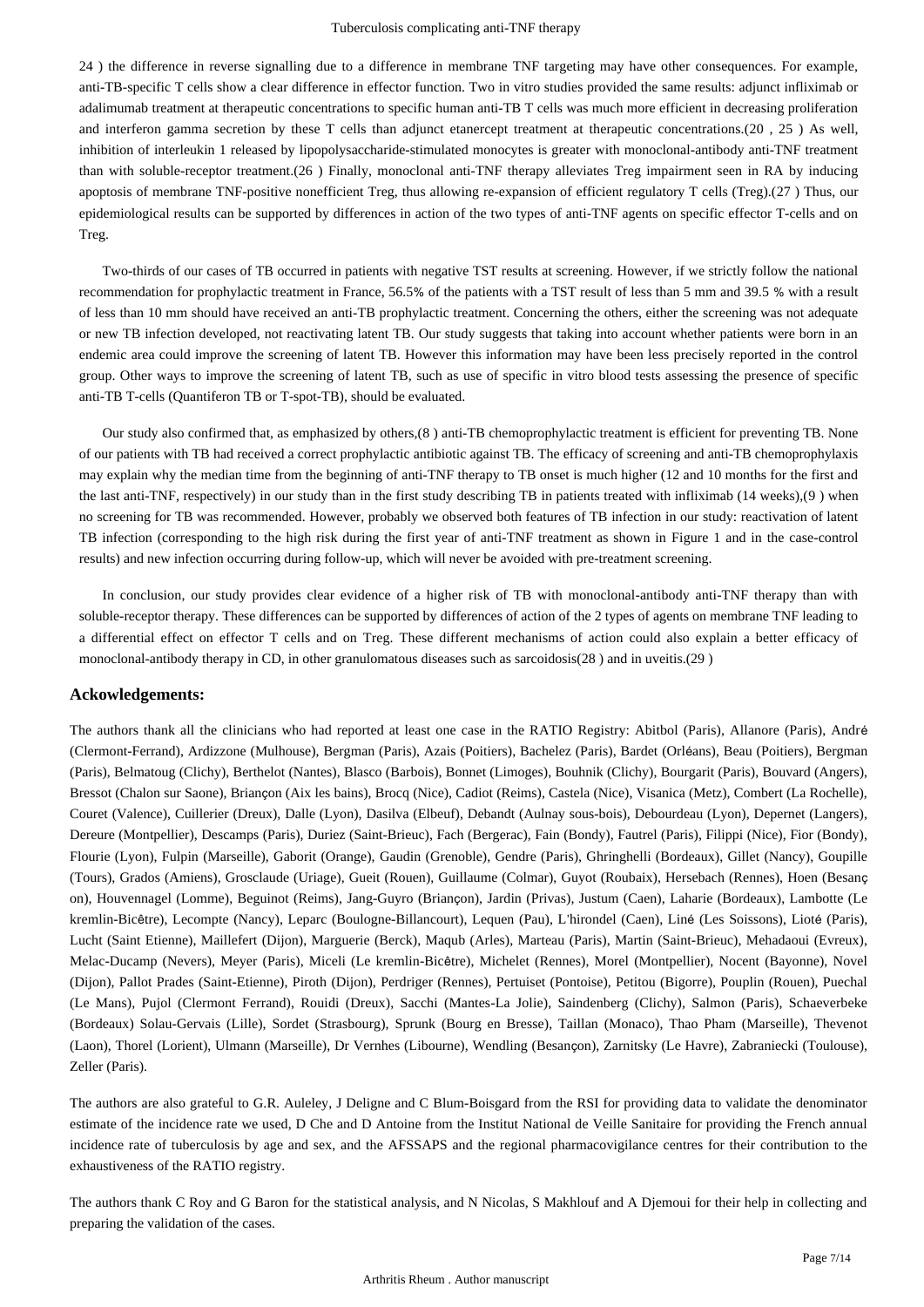24 ) the difference in reverse signalling due to a difference in membrane TNF targeting may have other consequences. For example, anti-TB-specific T cells show a clear difference in effector function. Two in vitro studies provided the same results: adjunct infliximab or adalimumab treatment at therapeutic concentrations to specific human anti-TB T cells was much more efficient in decreasing proliferation and interferon gamma secretion by these T cells than adjunct etanercept treatment at therapeutic concentrations.(20 , 25 ) As well, inhibition of interleukin 1 released by lipopolysaccharide-stimulated monocytes is greater with monoclonal-antibody anti-TNF treatment than with soluble-receptor treatment.(26 ) Finally, monoclonal anti-TNF therapy alleviates Treg impairment seen in RA by inducing apoptosis of membrane TNF-positive nonefficient Treg, thus allowing re-expansion of efficient regulatory T cells (Treg).(27 ) Thus, our epidemiological results can be supported by differences in action of the two types of anti-TNF agents on specific effector T-cells and on Treg.

Two-thirds of our cases of TB occurred in patients with negative TST results at screening. However, if we strictly follow the national recommendation for prophylactic treatment in France, 56.5% of the patients with a TST result of less than 5 mm and 39.5 % with a result of less than 10 mm should have received an anti-TB prophylactic treatment. Concerning the others, either the screening was not adequate or new TB infection developed, not reactivating latent TB. Our study suggests that taking into account whether patients were born in an endemic area could improve the screening of latent TB. However this information may have been less precisely reported in the control group. Other ways to improve the screening of latent TB, such as use of specific in vitro blood tests assessing the presence of specific anti-TB T-cells (Quantiferon TB or T-spot-TB), should be evaluated.

Our study also confirmed that, as emphasized by others,(8 ) anti-TB chemoprophylactic treatment is efficient for preventing TB. None of our patients with TB had received a correct prophylactic antibiotic against TB. The efficacy of screening and anti-TB chemoprophylaxis may explain why the median time from the beginning of anti-TNF therapy to TB onset is much higher (12 and 10 months for the first and the last anti-TNF, respectively) in our study than in the first study describing TB in patients treated with infliximab (14 weeks),(9 ) when no screening for TB was recommended. However, probably we observed both features of TB infection in our study: reactivation of latent TB infection (corresponding to the high risk during the first year of anti-TNF treatment as shown in Figure 1 and in the case-control results) and new infection occurring during follow-up, which will never be avoided with pre-treatment screening.

In conclusion, our study provides clear evidence of a higher risk of TB with monoclonal-antibody anti-TNF therapy than with soluble-receptor therapy. These differences can be supported by differences of action of the 2 types of agents on membrane TNF leading to a differential effect on effector T cells and on Treg. These different mechanisms of action could also explain a better efficacy of monoclonal-antibody therapy in CD, in other granulomatous diseases such as sarcoidosis(28 ) and in uveitis.(29 )

## Ackowledgements:

The authors thank all the clinicians who had reported at least one case in the RATIO Registry: Abitbol (Paris), Allanore (Paris), André (Clermont-Ferrand), Ardizzone (Mulhouse), Bergman (Paris), Azais (Poitiers), Bachelez (Paris), Bardet (Orléans), Beau (Poitiers), Bergman (Paris), Belmatoug (Clichy), Berthelot (Nantes), Blasco (Barbois), Bonnet (Limoges), Bouhnik (Clichy), Bourgarit (Paris), Bouvard (Angers), Bressot (Chalon sur Saone), Briançon (Aix les bains), Brocq (Nice), Cadiot (Reims), Castela (Nice), Visanica (Metz), Combert (La Rochelle), Couret (Valence), Cuillerier (Dreux), Dalle (Lyon), Dasilva (Elbeuf), Debandt (Aulnay sous-bois), Debourdeau (Lyon), Depernet (Langers), Dereure (Montpellier), Descamps (Paris), Duriez (Saint-Brieuc), Fach (Bergerac), Fain (Bondy), Fautrel (Paris), Filippi (Nice), Fior (Bondy), Flourie (Lyon), Fulpin (Marseille), Gaborit (Orange), Gaudin (Grenoble), Gendre (Paris), Ghringhelli (Bordeaux), Gillet (Nancy), Goupille (Tours), Grados (Amiens), Grosclaude (Uriage), Gueit (Rouen), Guillaume (Colmar), Guyot (Roubaix), Hersebach (Rennes), Hoen (Besançon), Houvennagel (Lomme), Beguinot (Reims), Jang-Guyro (Briançon), Jardin (Privas), Justum (Caen), Laharie (Bordeaux), Lambotte (Le kremlin-Bicêtre), Lecompte (Nancy), Leparc (Boulogne-Billancourt), Lequen (Pau), L'hirondel (Caen), Liné (Les Soissons), Lioté (Paris), Lucht (Saint Etienne), Maillefert (Dijon), Marguerie (Berck), Maqub (Arles), Marteau (Paris), Martin (Saint-Brieuc), Mehadaoui (Evreux), Melac-Ducamp (Nevers), Meyer (Paris), Miceli (Le kremlin-Bicêtre), Michelet (Rennes), Morel (Montpellier), Nocent (Bayonne), Novel (Dijon), Pallot Prades (Saint-Etienne), Piroth (Dijon), Perdriger (Rennes), Pertuiset (Pontoise), Petitou (Bigorre), Pouplin (Rouen), Puechal (Le Mans), Pujol (Clermont Ferrand), Rouidi (Dreux), Sacchi (Mantes-La Jolie), Saindenberg (Clichy), Salmon (Paris), Schaeverbeke (Bordeaux) Solau-Gervais (Lille), Sordet (Strasbourg), Sprunk (Bourg en Bresse), Taillan (Monaco), Thao Pham (Marseille), Thevenot (Laon), Thorel (Lorient), Ulmann (Marseille), Dr Vernhes (Libourne), Wendling (Besançon), Zarnitsky (Le Havre), Zabraniecki (Toulouse), Zeller (Paris).

The authors are also grateful to G.R. Auleley, J Deligne and C Blum-Boisgard from the RSI for providing data to validate the denominator estimate of the incidence rate we used, D Che and D Antoine from the Institut National de Veille Sanitaire for providing the French annual incidence rate of tuberculosis by age and sex, and the AFSSAPS and the regional pharmacovigilance centres for their contribution to the exhaustiveness of the RATIO registry.

The authors thank C Roy and G Baron for the statistical analysis, and N Nicolas, S Makhlouf and A Djemoui for their help in collecting and preparing the validation of the cases.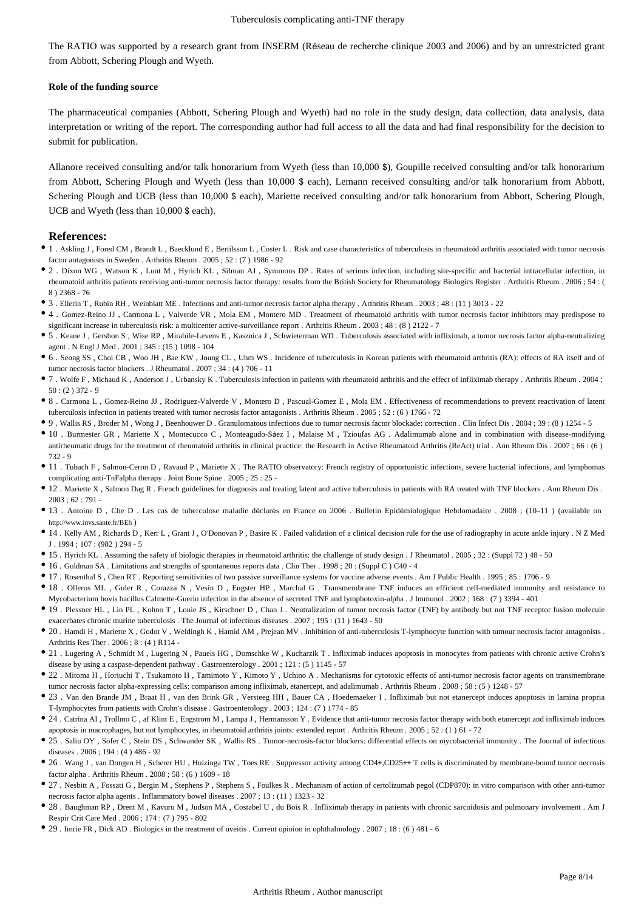The RATIO was supported by a research grant from INSERM (Réseau de recherche clinique 2003 and 2006) and by an unrestricted grant from Abbott, Schering Plough and Wyeth.

**Role of the funding source**

The pharmaceutical companies (Abbott, Schering Plough and Wyeth) had no role in the study design, data collection, data analysis, data interpretation or writing of the report. The corresponding author had full access to all the data and had final responsibility for the decision to submit for publication.

Allanore received consulting and/or talk honorarium from Wyeth (less than 10,000 $), Goupille received consulting and/or talk honorarium from Abbott, Schering Plough and Wyeth (less than 10,000 $ each), Lemann received consulting and/or talk honorarium from Abbott, Schering Plough and UCB (less than 10,000 $ each), Mariette received consulting and/or talk honorarium from Abbott, Schering Plough, UCB and Wyeth (less than 10,000 $ each).

## References:

- 1 . Askling J , Fored CM , Brandt L , Baecklund E , Bertilsson L , Coster L . Risk and case characteristics of tuberculosis in rheumatoid arthritis associated with tumor necrosis factor antagonists in Sweden . Arthritis Rheum . 2005 ; 52 : (7 ) 1986 - 92
- 2 . Dixon WG , Watson K , Lunt M , Hyrich KL , Silman AJ , Symmons DP . Rates of serious infection, including site-specific and bacterial intracellular infection, in rheumatoid arthritis patients receiving anti-tumor necrosis factor therapy: results from the British Society for Rheumatology Biologics Register . Arthritis Rheum . 2006 ; 54 : ( 8 ) 2368 - 76
- 3 . Ellerin T , Rubin RH , Weinblatt ME . Infections and anti-tumor necrosis factor alpha therapy . Arthritis Rheum . 2003 ; 48 : (11 ) 3013 - 22
- 4 . Gomez-Reino JJ , Carmona L , Valverde VR , Mola EM , Montero MD . Treatment of rheumatoid arthritis with tumor necrosis factor inhibitors may predispose to significant increase in tuberculosis risk: a multicenter active-surveillance report . Arthritis Rheum . 2003 ; 48 : (8 ) 2122 - 7
- 5 . Keane J , Gershon S , Wise RP , Mirabile-Levens E , Kasznica J , Schwieterman WD . Tuberculosis associated with infliximab, a tumor necrosis factor alpha-neutralizing agent . N Engl J Med . 2001 ; 345 : (15 ) 1098 - 104
- 6 . Seong SS , Choi CB , Woo JH , Bae KW , Joung CL , Uhm WS . Incidence of tuberculosis in Korean patients with rheumatoid arthritis (RA): effects of RA itself and of tumor necrosis factor blockers . J Rheumatol . 2007 ; 34 : (4 ) 706 - 11
- 7 . Wolfe F , Michaud K , Anderson J , Urbansky K . Tuberculosis infection in patients with rheumatoid arthritis and the effect of infliximab therapy . Arthritis Rheum . 2004 ; 50 : (2 ) 372 - 9
- 8 . Carmona L , Gomez-Reino JJ , Rodriguez-Valverde V , Montero D , Pascual-Gomez E , Mola EM . Effectiveness of recommendations to prevent reactivation of latent tuberculosis infection in patients treated with tumor necrosis factor antagonists . Arthritis Rheum . 2005 ; 52 : (6 ) 1766 - 72
- 9 . Wallis RS , Broder M , Wong J , Beenhouwer D . Granulomatous infections due to tumor necrosis factor blockade: correction . Clin Infect Dis . 2004 ; 39 : (8 ) 1254 - 5
- 10 . Burmester GR , Mariette X , Montecucco C , Monteagudo-Sáez I , Malaise M , Tzioufas AG . Adalimumab alone and in combination with disease-modifying antirheumatic drugs for the treatment of rheumatoid arthritis in clinical practice: the Research in Active Rheumatoid Arthritis (ReAct) trial . Ann Rheum Dis . 2007 ; 66 : (6 ) 732 - 9
- 11 . Tubach F , Salmon-Ceron D , Ravaud P , Mariette X . The RATIO observatory: French registry of opportunistic infections, severe bacterial infections, and lymphomas complicating anti-TnFalpha therapy . Joint Bone Spine . 2005 ; 25 : 25 -
- 12 . Mariette X , Salmon Dag R . French guidelines for diagnosis and treating latent and active tuberculosis in patients with RA treated with TNF blockers . Ann Rheum Dis . 2003 ; 62 : 791 -
- 13 . Antoine D , Che D . Les cas de tuberculose maladie déclarés en France en 2006 . Bulletin Epidémiologique Hebdomadaire . 2008 ; (10–11 ) (available on http://www.invs.sante.fr/BEh )
- 14 . Kelly AM , Richards D , Kerr L , Grant J , O'Donovan P , Basire K . Failed validation of a clinical decision rule for the use of radiography in acute ankle injury . N Z Med J . 1994 ; 107 : (982 ) 294 - 5
- 15 . Hyrich KL . Assuming the safety of biologic therapies in rheumatoid arthritis: the challenge of study design . J Rheumatol . 2005 ; 32 : (Suppl 72 ) 48 - 50
- 16 . Goldman SA . Limitations and strengths of spontaneous reports data . Clin Ther . 1998 ; 20 : (Suppl C ) C40 - 4
- 17 . Rosenthal S , Chen RT . Reporting sensitivities of two passive surveillance systems for vaccine adverse events . Am J Public Health . 1995 ; 85 : 1706 - 9
- 18 . Olleros ML , Guler R , Corazza N , Vesin D , Eugster HP , Marchal G . Transmembrane TNF induces an efficient cell-mediated immunity and resistance to Mycobacterium bovis bacillus Calmette-Guerin infection in the absence of secreted TNF and lymphotoxin-alpha . J Immunol . 2002 ; 168 : (7 ) 3394 - 401
- 19 . Plessner HL , Lin PL , Kohno T , Louie JS , Kirschner D , Chan J . Neutralization of tumor necrosis factor (TNF) by antibody but not TNF receptor fusion molecule exacerbates chronic murine tuberculosis . The Journal of infectious diseases . 2007 ; 195 : (11 ) 1643 - 50
- 20 . Hamdi H , Mariette X , Godot V , Weldingh K , Hamid AM , Prejean MV . Inhibition of anti-tuberculosis T-lymphocyte function with tumour necrosis factor antagonists . Arthritis Res Ther . 2006 ; 8 : (4 ) R114 -
- 21 . Lugering A , Schmidt M , Lugering N , Pauels HG , Domschke W , Kucharzik T . Infliximab induces apoptosis in monocytes from patients with chronic active Crohn's disease by using a caspase-dependent pathway . Gastroenterology . 2001 ; 121 : (5 ) 1145 - 57
- 22 . Mitoma H , Horiuchi T , Tsukamoto H , Tamimoto Y , Kimoto Y , Uchino A . Mechanisms for cytotoxic effects of anti-tumor necrosis factor agents on transmembrane tumor necrosis factor alpha-expressing cells: comparison among infliximab, etanercept, and adalimumab . Arthritis Rheum . 2008 ; 58 : (5 ) 1248 - 57
- 23 . Van den Brande JM , Braat H , van den Brink GR , Versteeg HH , Bauer CA , Hoedemaeker I . Infliximab but not etanercept induces apoptosis in lamina propria T-lymphocytes from patients with Crohn's disease . Gastroenterology . 2003 ; 124 : (7 ) 1774 - 85
- 24 . Catrina AI , Trollmo C , af Klint E , Engstrom M , Lampa J , Hermansson Y . Evidence that anti-tumor necrosis factor therapy with both etanercept and infliximab induces apoptosis in macrophages, but not lymphocytes, in rheumatoid arthritis joints: extended report . Arthritis Rheum . 2005 ; 52 : (1 ) 61 - 72
- 25 . Saliu OY , Sofer C , Stein DS , Schwander SK , Wallis RS . Tumor-necrosis-factor blockers: differential effects on mycobacterial immunity . The Journal of infectious diseases . 2006 ; 194 : (4 ) 486 - 92
- 26 . Wang J , van Dongen H , Scherer HU , Huizinga TW , Toes RE . Suppressor activity among CD4+,CD25++ T cells is discriminated by membrane-bound tumor necrosis factor alpha . Arthritis Rheum . 2008 ; 58 : (6 ) 1609 - 18
- 27 . Nesbitt A , Fossati G , Bergin M , Stephens P , Stephens S , Foulkes R . Mechanism of action of certolizumab pegol (CDP870): in vitro comparison with other anti-tumor necrosis factor alpha agents . Inflammatory bowel diseases . 2007 ; 13 : (11 ) 1323 - 32
- 28 . Baughman RP , Drent M , Kavuru M , Judson MA , Costabel U , du Bois R . Infliximab therapy in patients with chronic sarcoidosis and pulmonary involvement . Am J Respir Crit Care Med . 2006 ; 174 : (7 ) 795 - 802
- 29 . Imrie FR , Dick AD . Biologics in the treatment of uveitis . Current opinion in ophthalmology . 2007 ; 18 : (6 ) 481 - 6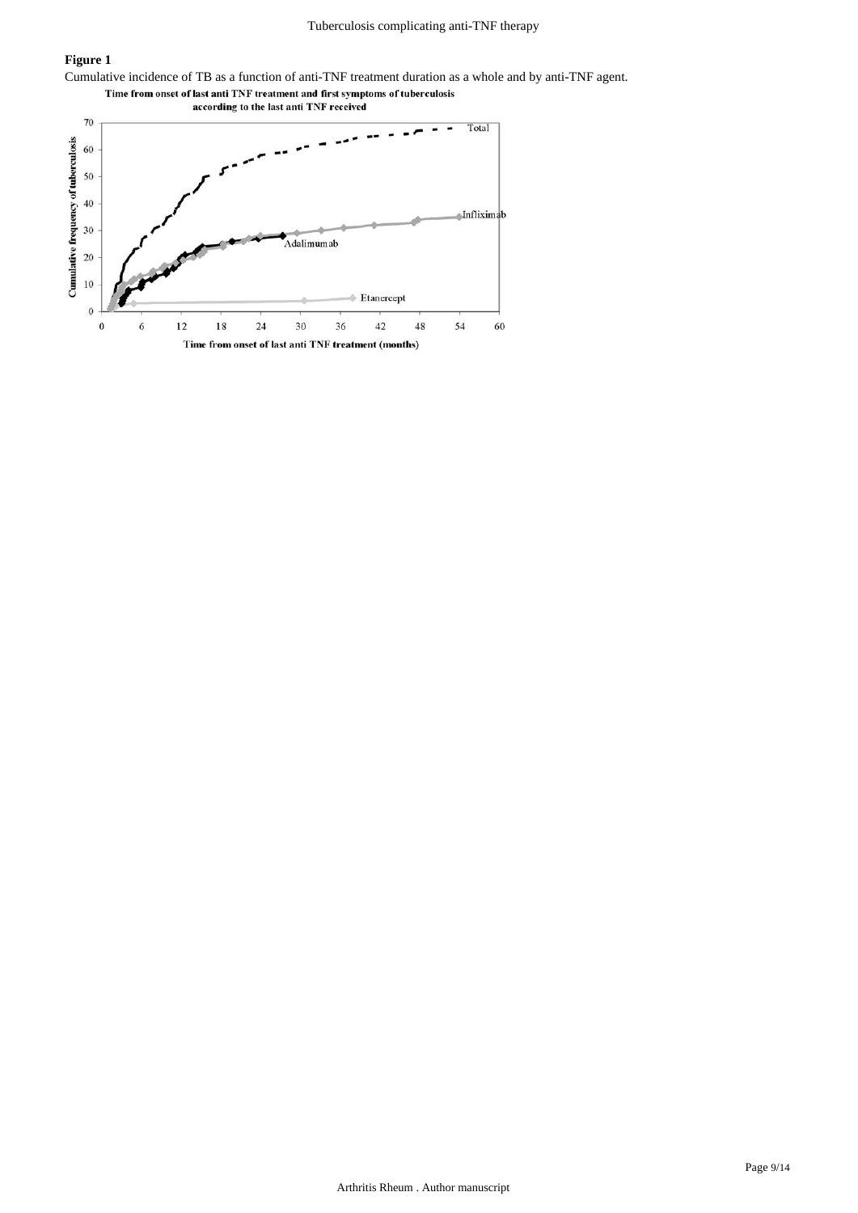**Figure 1**

Cumulative incidence of TB as a function of anti-TNF treatment duration as a whole and by anti-TNF agent.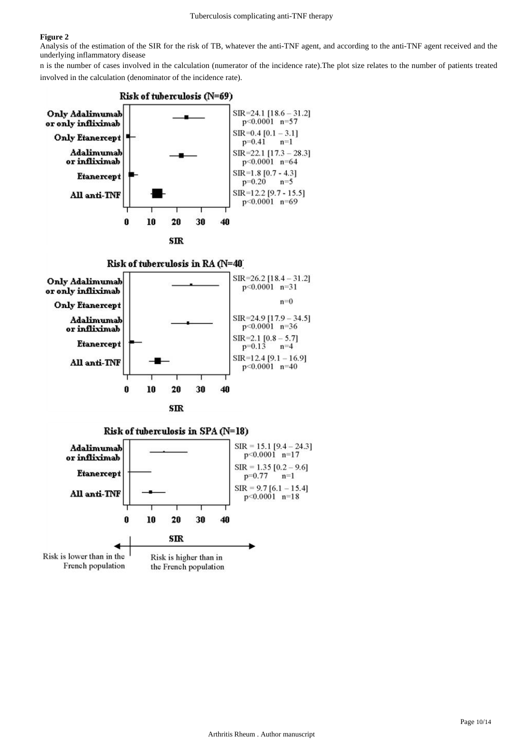**Figure 2**

Analysis of the estimation of the SIR for the risk of TB, whatever the anti-TNF agent, and according to the anti-TNF agent received and the underlying inflammatory disease

n is the number of cases involved in the calculation (numerator of the incidence rate).The plot size relates to the number of patients treated involved in the calculation (denominator of the incidence rate).

**Risk of tuberculosis (N=69)**

| | SIR [95% CI] | p | n |
|---|---|---|---|
| Only Adalimumab or only infliximab | SIR=24.1 [18.6 – 31.2] | p<0.0001 | n=57 |
| Only Etanercept | SIR=0.4 [0.1 – 3.1] | p=0.41 | n=1 |
| Adalimumab or infliximab | SIR=22.1 [17.3 – 28.3] | p<0.0001 | n=64 |
| Etanercept | SIR=1.8 [0.7 - 4.3] | p=0.20 | n=5 |
| All anti-TNF | SIR=12.2 [9.7 - 15.5] | p<0.0001 | n=69 |

**Risk of tuberculosis in RA (N=40)**

| | SIR [95% CI] | p | n |
|---|---|---|---|
| Only Adalimumab or only infliximab | SIR=26.2 [18.4 – 31.2] | p<0.0001 | n=31 |
| Only Etanercept | | | n=0 |
| Adalimumab or infliximab | SIR=24.9 [17.9 – 34.5] | p<0.0001 | n=36 |
| Etanercept | SIR=2.1 [0.8 – 5.7] | p=0.13 | n=4 |
| All anti-TNF | SIR=12.4 [9.1 – 16.9] | p<0.0001 | n=40 |

**Risk of tuberculosis in SPA (N=18)**

| | SIR [95% CI] | p | n |
|---|---|---|---|
| Adalimumab or infliximab | SIR = 15.1 [9.4 – 24.3] | p<0.0001 | n=17 |
| Etanercept | SIR = 1.35 [0.2 – 9.6] | p=0.77 | n=1 |
| All anti-TNF | SIR = 9.7 [6.1 – 15.4] | p<0.0001 | n=18 |

SIR (axis: 0, 10, 20, 30, 40)

← Risk is lower than in the French population | Risk is higher than in the French population →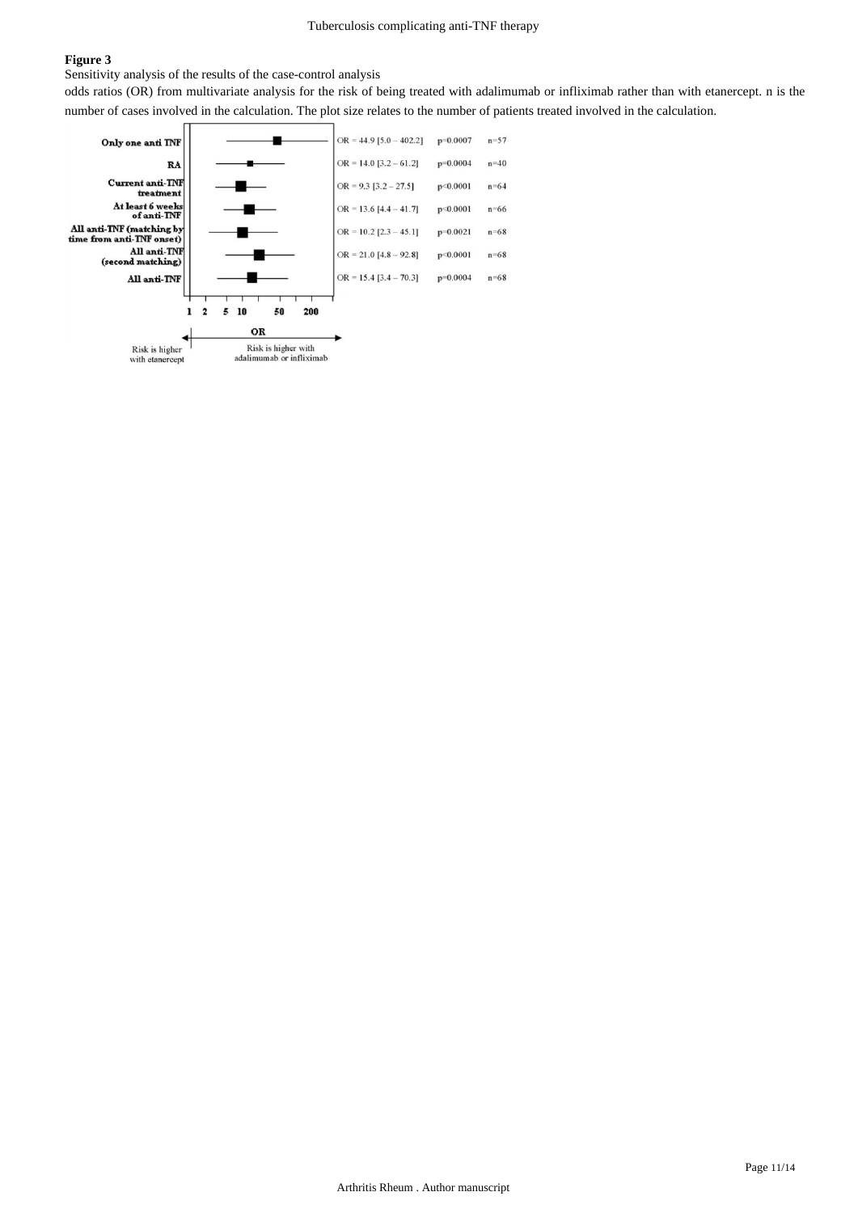**Figure 3**

Sensitivity analysis of the results of the case-control analysis

odds ratios (OR) from multivariate analysis for the risk of being treated with adalimumab or infliximab rather than with etanercept. n is the number of cases involved in the calculation. The plot size relates to the number of patients treated involved in the calculation.

| Analysis | OR [95% CI] | p | n |
|---|---|---|---|
| Only one anti TNF | OR = 44.9 [5.0 – 402.2] | p=0.0007 | n=57 |
| RA | OR = 14.0 [3.2 – 61.2] | p=0.0004 | n=40 |
| Current anti-TNF treatment | OR = 9.3 [3.2 – 27.5] | p<0.0001 | n=64 |
| At least 6 weeks of anti-TNF | OR = 13.6 [4.4 – 41.7] | p<0.0001 | n=66 |
| All anti-TNF (matching by time from anti-TNF onset) | OR = 10.2 [2.3 – 45.1] | p=0.0021 | n=68 |
| All anti-TNF (second matching) | OR = 21.0 [4.8 – 92.8] | p<0.0001 | n=68 |
| All anti-TNF | OR = 15.4 [3.4 – 70.3] | p=0.0004 | n=68 |

OR: 1 2 5 10 50 200

Risk is higher with etanercept ← OR → Risk is higher with adalimumab or infliximab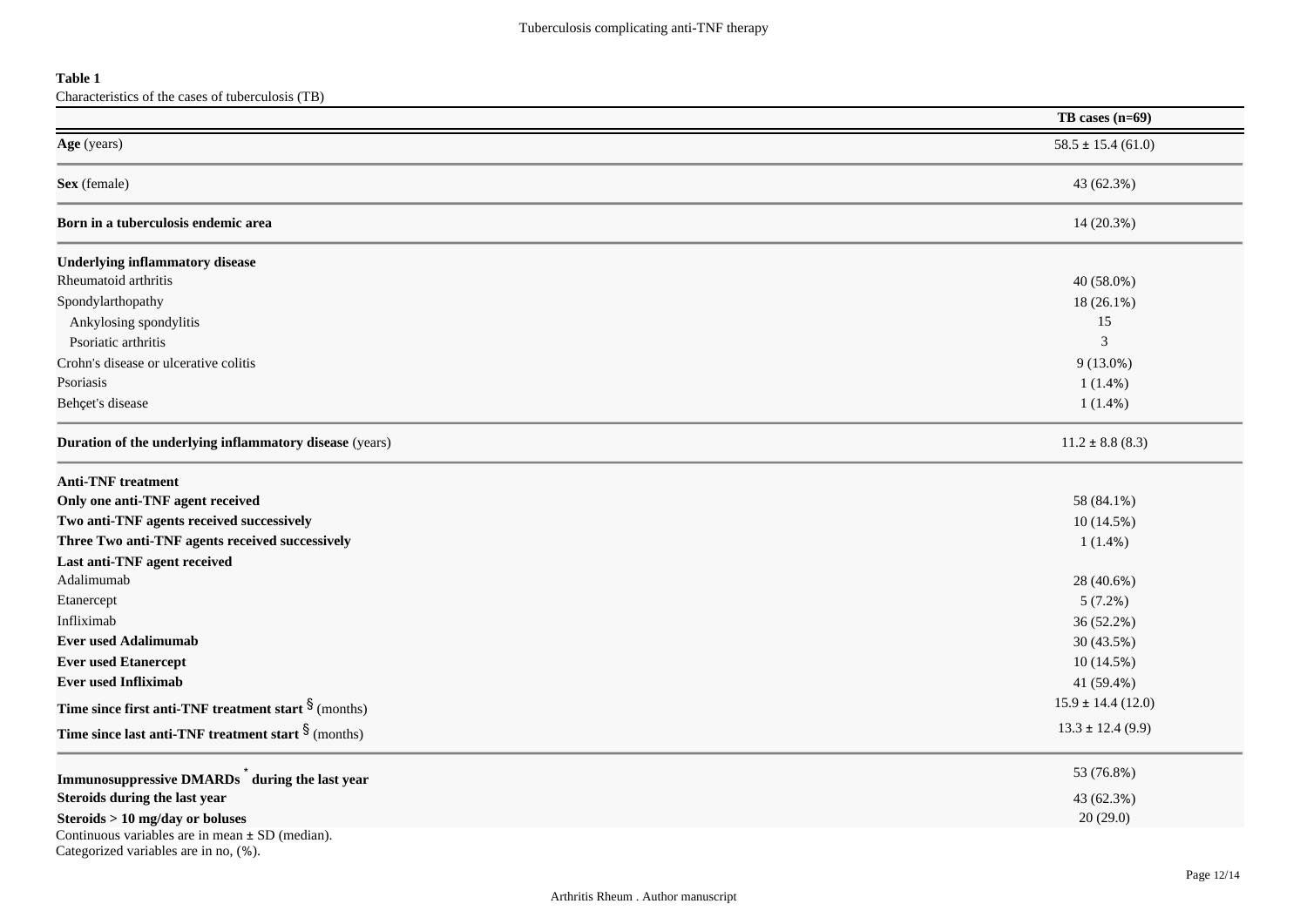**Table 1**

Characteristics of the cases of tuberculosis (TB)

| | TB cases (n=69) |
|---|---|
| **Age** (years) | 58.5 ± 15.4 (61.0) |
| **Sex** (female) | 43 (62.3%) |
| **Born in a tuberculosis endemic area** | 14 (20.3%) |
| **Underlying inflammatory disease** | |
| Rheumatoid arthritis | 40 (58.0%) |
| Spondylarthopathy | 18 (26.1%) |
| Ankylosing spondylitis | 15 |
| Psoriatic arthritis | 3 |
| Crohn's disease or ulcerative colitis | 9 (13.0%) |
| Psoriasis | 1 (1.4%) |
| Behçet's disease | 1 (1.4%) |
| **Duration of the underlying inflammatory disease** (years) | 11.2 ± 8.8 (8.3) |
| **Anti-TNF treatment** | |
| **Only one anti-TNF agent received** | 58 (84.1%) |
| **Two anti-TNF agents received successively** | 10 (14.5%) |
| **Three Two anti-TNF agents received successively** | 1 (1.4%) |
| **Last anti-TNF agent received** | |
| Adalimumab | 28 (40.6%) |
| Etanercept | 5 (7.2%) |
| Infliximab | 36 (52.2%) |
| **Ever used Adalimumab** | 30 (43.5%) |
| **Ever used Etanercept** | 10 (14.5%) |
| **Ever used Infliximab** | 41 (59.4%) |
| **Time since first anti-TNF treatment start** § (months) | 15.9 ± 14.4 (12.0) |
| **Time since last anti-TNF treatment start** § (months) | 13.3 ± 12.4 (9.9) |
| **Immunosuppressive DMARDs** * **during the last year** | 53 (76.8%) |
| **Steroids during the last year** | 43 (62.3%) |
| **Steroids > 10 mg/day or boluses** | 20 (29.0) |

Continuous variables are in mean ± SD (median).

Categorized variables are in no, (%).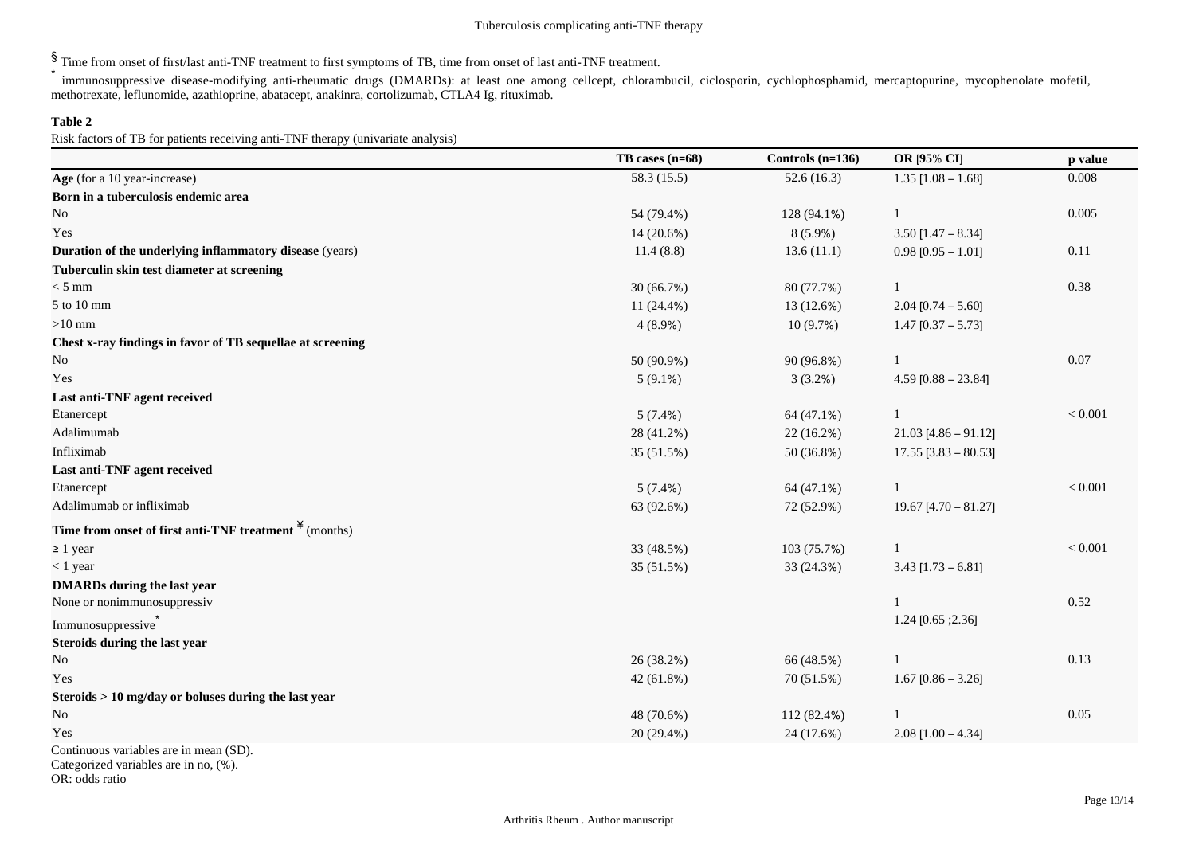§ Time from onset of first/last anti-TNF treatment to first symptoms of TB, time from onset of last anti-TNF treatment.

\* immunosuppressive disease-modifying anti-rheumatic drugs (DMARDs): at least one among cellcept, chlorambucil, ciclosporin, cychlophosphamid, mercaptopurine, mycophenolate mofetil, methotrexate, leflunomide, azathioprine, abatacept, anakinra, cortolizumab, CTLA4 Ig, rituximab.

**Table 2**

Risk factors of TB for patients receiving anti-TNF therapy (univariate analysis)

| | TB cases (n=68) | Controls (n=136) | OR [95% CI] | p value |
|---|---|---|---|---|
| **Age** (for a 10 year-increase) | 58.3 (15.5) | 52.6 (16.3) | 1.35 [1.08 – 1.68] | 0.008 |
| **Born in a tuberculosis endemic area** | | | | |
| No | 54 (79.4%) | 128 (94.1%) | 1 | 0.005 |
| Yes | 14 (20.6%) | 8 (5.9%) | 3.50 [1.47 – 8.34] | |
| **Duration of the underlying inflammatory disease** (years) | 11.4 (8.8) | 13.6 (11.1) | 0.98 [0.95 – 1.01] | 0.11 |
| **Tuberculin skin test diameter at screening** | | | | |
| < 5 mm | 30 (66.7%) | 80 (77.7%) | 1 | 0.38 |
| 5 to 10 mm | 11 (24.4%) | 13 (12.6%) | 2.04 [0.74 – 5.60] | |
| >10 mm | 4 (8.9%) | 10 (9.7%) | 1.47 [0.37 – 5.73] | |
| **Chest x-ray findings in favor of TB sequellae at screening** | | | | |
| No | 50 (90.9%) | 90 (96.8%) | 1 | 0.07 |
| Yes | 5 (9.1%) | 3 (3.2%) | 4.59 [0.88 – 23.84] | |
| **Last anti-TNF agent received** | | | | |
| Etanercept | 5 (7.4%) | 64 (47.1%) | 1 | < 0.001 |
| Adalimumab | 28 (41.2%) | 22 (16.2%) | 21.03 [4.86 – 91.12] | |
| Infliximab | 35 (51.5%) | 50 (36.8%) | 17.55 [3.83 – 80.53] | |
| **Last anti-TNF agent received** | | | | |
| Etanercept | 5 (7.4%) | 64 (47.1%) | 1 | < 0.001 |
| Adalimumab or infliximab | 63 (92.6%) | 72 (52.9%) | 19.67 [4.70 – 81.27] | |
| **Time from onset of first anti-TNF treatment** ¥ (months) | | | | |
| ≥ 1 year | 33 (48.5%) | 103 (75.7%) | 1 | < 0.001 |
| < 1 year | 35 (51.5%) | 33 (24.3%) | 3.43 [1.73 – 6.81] | |
| **DMARDs during the last year** | | | | |
| None or nonimmunosuppressiv | | | 1 | 0.52 |
| Immunosuppressive\* | | | 1.24 [0.65 ;2.36] | |
| **Steroids during the last year** | | | | |
| No | 26 (38.2%) | 66 (48.5%) | 1 | 0.13 |
| Yes | 42 (61.8%) | 70 (51.5%) | 1.67 [0.86 – 3.26] | |
| **Steroids > 10 mg/day or boluses during the last year** | | | | |
| No | 48 (70.6%) | 112 (82.4%) | 1 | 0.05 |
| Yes | 20 (29.4%) | 24 (17.6%) | 2.08 [1.00 – 4.34] | |

Continuous variables are in mean (SD).

Categorized variables are in no, (%).

OR: odds ratio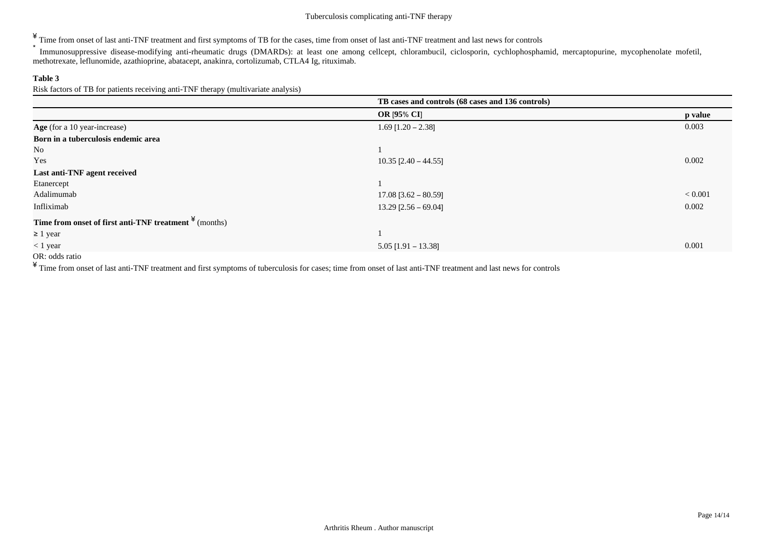¥ Time from onset of last anti-TNF treatment and first symptoms of TB for the cases, time from onset of last anti-TNF treatment and last news for controls

* Immunosuppressive disease-modifying anti-rheumatic drugs (DMARDs): at least one among cellcept, chlorambucil, ciclosporin, cychlophosphamid, mercaptopurine, mycophenolate mofetil, methotrexate, leflunomide, azathioprine, abatacept, anakinra, cortolizumab, CTLA4 Ig, rituximab.

**Table 3**

Risk factors of TB for patients receiving anti-TNF therapy (multivariate analysis)

| | **TB cases and controls (68 cases and 136 controls)** | |
|---|---|---|
| | **OR** [**95% CI**] | **p value** |
| **Age** (for a 10 year-increase) | 1.69 [1.20 – 2.38] | 0.003 |
| **Born in a tuberculosis endemic area** | | |
| No | 1 | |
| Yes | 10.35 [2.40 – 44.55] | 0.002 |
| **Last anti-TNF agent received** | | |
| Etanercept | 1 | |
| Adalimumab | 17.08 [3.62 – 80.59] | < 0.001 |
| Infliximab | 13.29 [2.56 – 69.04] | 0.002 |
| **Time from onset of first anti-TNF treatment** ¥ (months) | | |
| ≥ 1 year | 1 | |
| < 1 year | 5.05 [1.91 – 13.38] | 0.001 |

OR: odds ratio

¥ Time from onset of last anti-TNF treatment and first symptoms of tuberculosis for cases; time from onset of last anti-TNF treatment and last news for controls